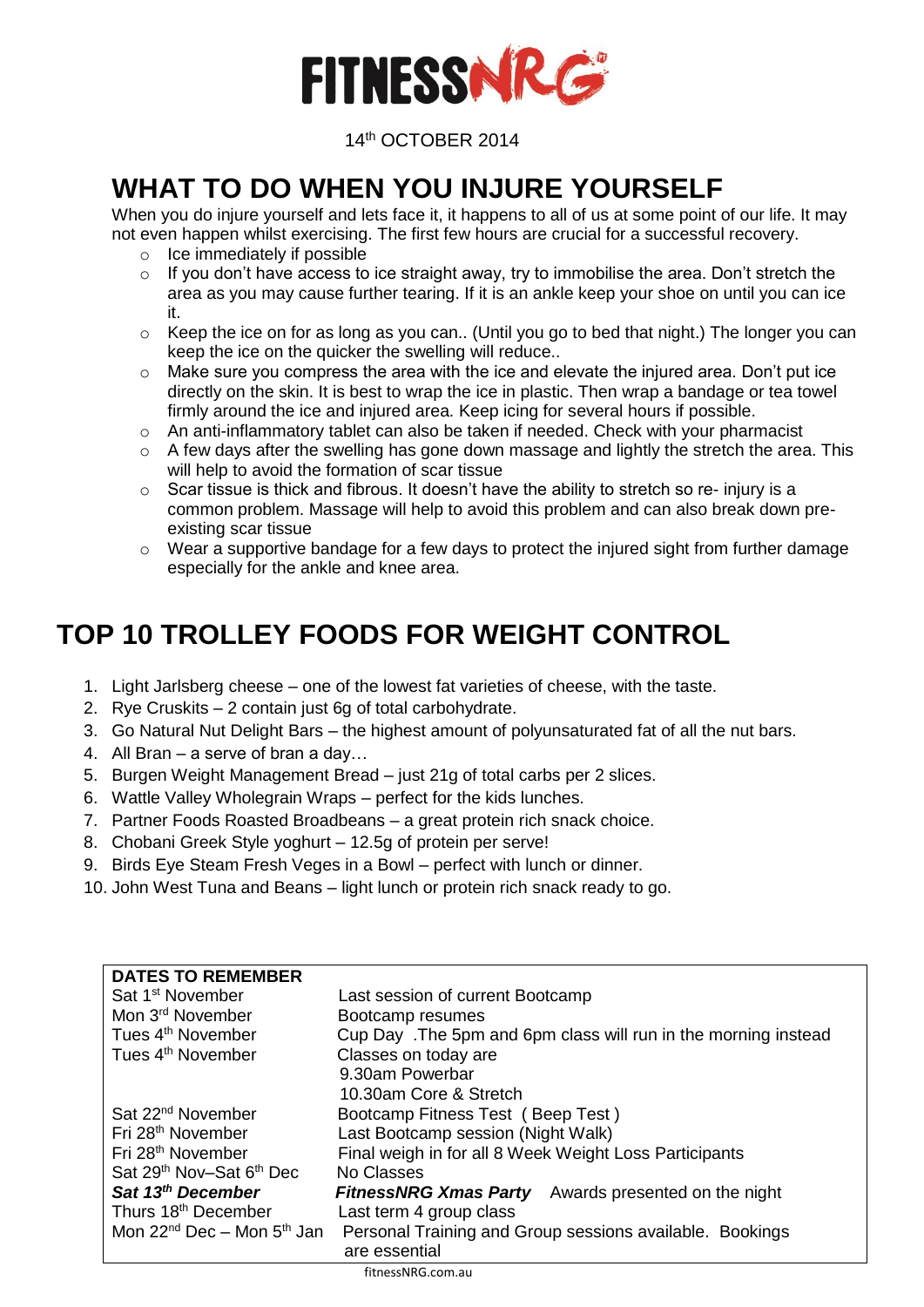# FITNESSNRG

14th OCTOBER 2014

## WHAT TO DO WHEN YOU INJURE YOURSELF

When you do injure yourself and lets face it, it happens to all of us at some point of our life. It may not even happen whilst exercising. The first few hours are crucial for a successful recovery.

- Ice immediately if possible
- If you don't have access to ice straight away, try to immobilise the area. Don't stretch the area as you may cause further tearing. If it is an ankle keep your shoe on until you can ice it.
- Keep the ice on for as long as you can.. (Until you go to bed that night.) The longer you can keep the ice on the quicker the swelling will reduce..
- Make sure you compress the area with the ice and elevate the injured area. Don't put ice directly on the skin. It is best to wrap the ice in plastic. Then wrap a bandage or tea towel firmly around the ice and injured area. Keep icing for several hours if possible.
- An anti-inflammatory tablet can also be taken if needed. Check with your pharmacist
- A few days after the swelling has gone down massage and lightly the stretch the area. This will help to avoid the formation of scar tissue
- Scar tissue is thick and fibrous. It doesn't have the ability to stretch so re- injury is a common problem. Massage will help to avoid this problem and can also break down pre-existing scar tissue
- Wear a supportive bandage for a few days to protect the injured sight from further damage especially for the ankle and knee area.

## TOP 10 TROLLEY FOODS FOR WEIGHT CONTROL

1. Light Jarlsberg cheese – one of the lowest fat varieties of cheese, with the taste.
2. Rye Cruskits – 2 contain just 6g of total carbohydrate.
3. Go Natural Nut Delight Bars – the highest amount of polyunsaturated fat of all the nut bars.
4. All Bran – a serve of bran a day…
5. Burgen Weight Management Bread – just 21g of total carbs per 2 slices.
6. Wattle Valley Wholegrain Wraps – perfect for the kids lunches.
7. Partner Foods Roasted Broadbeans – a great protein rich snack choice.
8. Chobani Greek Style yoghurt – 12.5g of protein per serve!
9. Birds Eye Steam Fresh Veges in a Bowl – perfect with lunch or dinner.
10. John West Tuna and Beans – light lunch or protein rich snack ready to go.

| DATES TO REMEMBER | |
|---|---|
| Sat 1st November | Last session of current Bootcamp |
| Mon 3rd November | Bootcamp resumes |
| Tues 4th November | Cup Day .The 5pm and 6pm class will run in the morning instead |
| Tues 4th November | Classes on today are<br>9.30am Powerbar<br>10.30am Core & Stretch |
| Sat 22nd November | Bootcamp Fitness Test ( Beep Test ) |
| Fri 28th November | Last Bootcamp session (Night Walk) |
| Fri 28th November | Final weigh in for all 8 Week Weight Loss Participants |
| Sat 29th Nov–Sat 6th Dec | No Classes |
| ***Sat 13th December*** | ***FitnessNRG Xmas Party*** Awards presented on the night |
| Thurs 18th December | Last term 4 group class |
| Mon 22nd Dec – Mon 5th Jan | Personal Training and Group sessions available. Bookings are essential |

fitnessNRG.com.au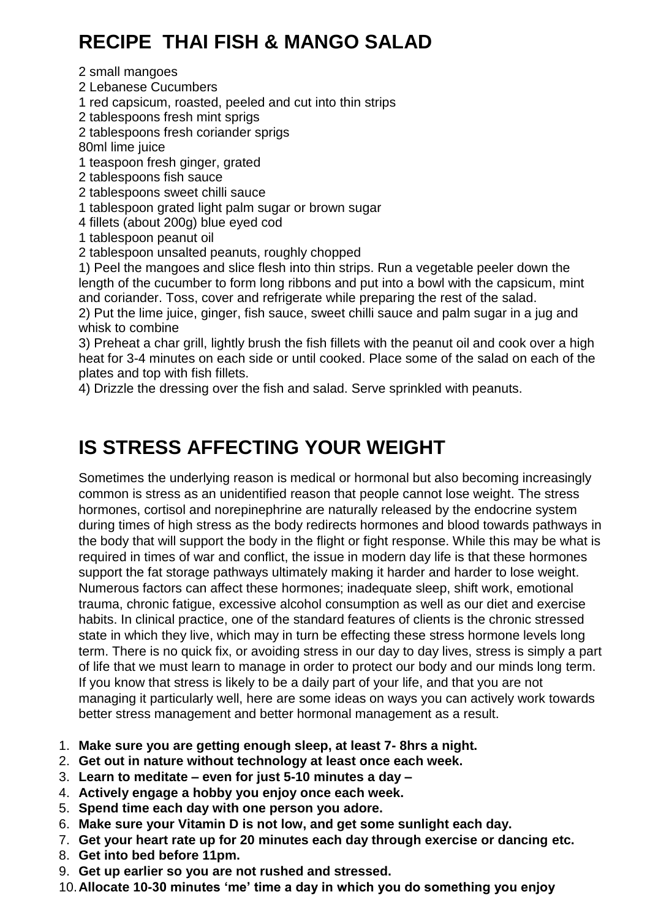# RECIPE THAI FISH & MANGO SALAD

2 small mangoes
2 Lebanese Cucumbers
1 red capsicum, roasted, peeled and cut into thin strips
2 tablespoons fresh mint sprigs
2 tablespoons fresh coriander sprigs
80ml lime juice
1 teaspoon fresh ginger, grated
2 tablespoons fish sauce
2 tablespoons sweet chilli sauce
1 tablespoon grated light palm sugar or brown sugar
4 fillets (about 200g) blue eyed cod
1 tablespoon peanut oil
2 tablespoon unsalted peanuts, roughly chopped

1) Peel the mangoes and slice flesh into thin strips. Run a vegetable peeler down the length of the cucumber to form long ribbons and put into a bowl with the capsicum, mint and coriander. Toss, cover and refrigerate while preparing the rest of the salad.
2) Put the lime juice, ginger, fish sauce, sweet chilli sauce and palm sugar in a jug and whisk to combine
3) Preheat a char grill, lightly brush the fish fillets with the peanut oil and cook over a high heat for 3-4 minutes on each side or until cooked. Place some of the salad on each of the plates and top with fish fillets.
4) Drizzle the dressing over the fish and salad. Serve sprinkled with peanuts.

# IS STRESS AFFECTING YOUR WEIGHT

Sometimes the underlying reason is medical or hormonal but also becoming increasingly common is stress as an unidentified reason that people cannot lose weight. The stress hormones, cortisol and norepinephrine are naturally released by the endocrine system during times of high stress as the body redirects hormones and blood towards pathways in the body that will support the body in the flight or fight response. While this may be what is required in times of war and conflict, the issue in modern day life is that these hormones support the fat storage pathways ultimately making it harder and harder to lose weight. Numerous factors can affect these hormones; inadequate sleep, shift work, emotional trauma, chronic fatigue, excessive alcohol consumption as well as our diet and exercise habits. In clinical practice, one of the standard features of clients is the chronic stressed state in which they live, which may in turn be effecting these stress hormone levels long term. There is no quick fix, or avoiding stress in our day to day lives, stress is simply a part of life that we must learn to manage in order to protect our body and our minds long term. If you know that stress is likely to be a daily part of your life, and that you are not managing it particularly well, here are some ideas on ways you can actively work towards better stress management and better hormonal management as a result.

1. **Make sure you are getting enough sleep, at least 7- 8hrs a night.**
2. **Get out in nature without technology at least once each week.**
3. **Learn to meditate – even for just 5-10 minutes a day –**
4. **Actively engage a hobby you enjoy once each week.**
5. **Spend time each day with one person you adore.**
6. **Make sure your Vitamin D is not low, and get some sunlight each day.**
7. **Get your heart rate up for 20 minutes each day through exercise or dancing etc.**
8. **Get into bed before 11pm.**
9. **Get up earlier so you are not rushed and stressed.**
10. **Allocate 10-30 minutes 'me' time a day in which you do something you enjoy**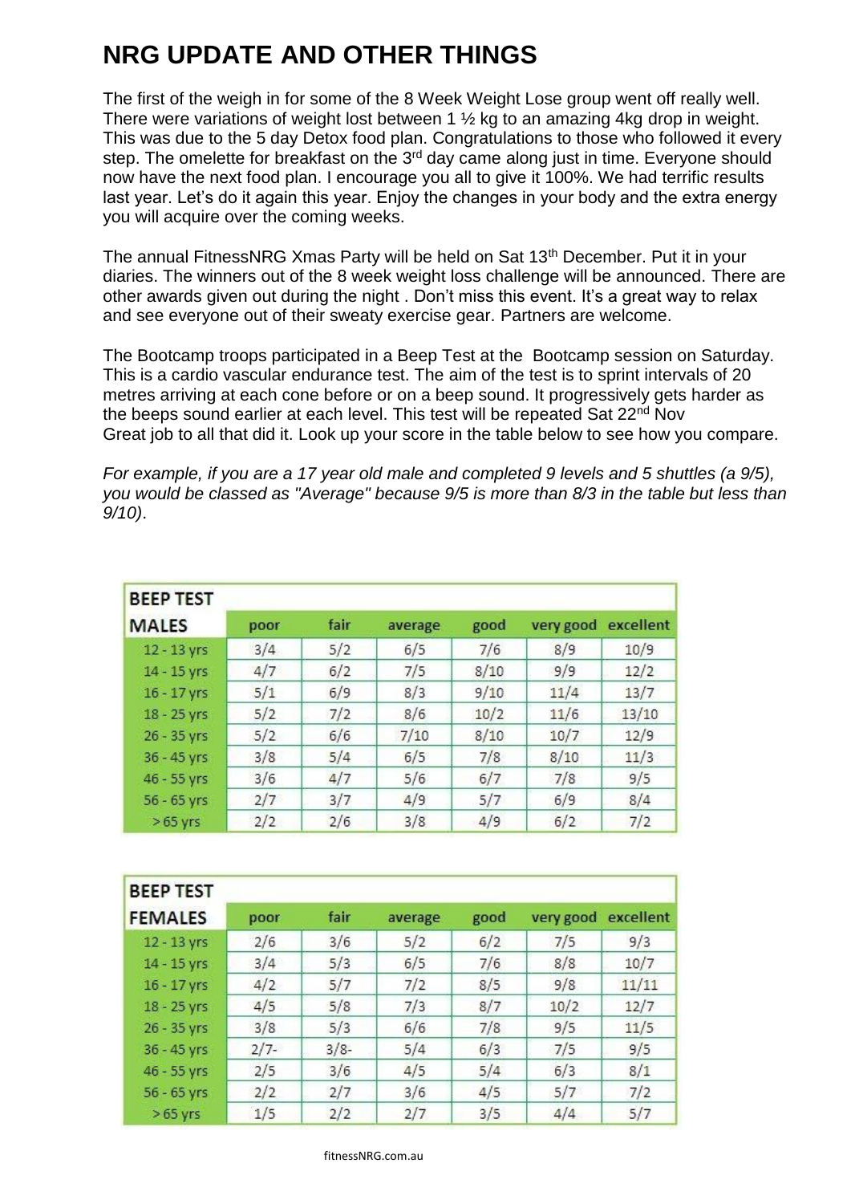# NRG UPDATE AND OTHER THINGS

The first of the weigh in for some of the 8 Week Weight Lose group went off really well. There were variations of weight lost between 1 ½ kg to an amazing 4kg drop in weight. This was due to the 5 day Detox food plan. Congratulations to those who followed it every step. The omelette for breakfast on the 3rd day came along just in time. Everyone should now have the next food plan. I encourage you all to give it 100%. We had terrific results last year. Let's do it again this year. Enjoy the changes in your body and the extra energy you will acquire over the coming weeks.

The annual FitnessNRG Xmas Party will be held on Sat 13th December. Put it in your diaries. The winners out of the 8 week weight loss challenge will be announced. There are other awards given out during the night . Don't miss this event. It's a great way to relax and see everyone out of their sweaty exercise gear. Partners are welcome.

The Bootcamp troops participated in a Beep Test at the Bootcamp session on Saturday. This is a cardio vascular endurance test. The aim of the test is to sprint intervals of 20 metres arriving at each cone before or on a beep sound. It progressively gets harder as the beeps sound earlier at each level. This test will be repeated Sat 22nd Nov
Great job to all that did it. Look up your score in the table below to see how you compare.

*For example, if you are a 17 year old male and completed 9 levels and 5 shuttles (a 9/5), you would be classed as "Average" because 9/5 is more than 8/3 in the table but less than 9/10).*

| BEEP TEST MALES | poor | fair | average | good | very good | excellent |
|---|---|---|---|---|---|---|
| 12 - 13 yrs | 3/4 | 5/2 | 6/5 | 7/6 | 8/9 | 10/9 |
| 14 - 15 yrs | 4/7 | 6/2 | 7/5 | 8/10 | 9/9 | 12/2 |
| 16 - 17 yrs | 5/1 | 6/9 | 8/3 | 9/10 | 11/4 | 13/7 |
| 18 - 25 yrs | 5/2 | 7/2 | 8/6 | 10/2 | 11/6 | 13/10 |
| 26 - 35 yrs | 5/2 | 6/6 | 7/10 | 8/10 | 10/7 | 12/9 |
| 36 - 45 yrs | 3/8 | 5/4 | 6/5 | 7/8 | 8/10 | 11/3 |
| 46 - 55 yrs | 3/6 | 4/7 | 5/6 | 6/7 | 7/8 | 9/5 |
| 56 - 65 yrs | 2/7 | 3/7 | 4/9 | 5/7 | 6/9 | 8/4 |
| > 65 yrs | 2/2 | 2/6 | 3/8 | 4/9 | 6/2 | 7/2 |

| BEEP TEST FEMALES | poor | fair | average | good | very good | excellent |
|---|---|---|---|---|---|---|
| 12 - 13 yrs | 2/6 | 3/6 | 5/2 | 6/2 | 7/5 | 9/3 |
| 14 - 15 yrs | 3/4 | 5/3 | 6/5 | 7/6 | 8/8 | 10/7 |
| 16 - 17 yrs | 4/2 | 5/7 | 7/2 | 8/5 | 9/8 | 11/11 |
| 18 - 25 yrs | 4/5 | 5/8 | 7/3 | 8/7 | 10/2 | 12/7 |
| 26 - 35 yrs | 3/8 | 5/3 | 6/6 | 7/8 | 9/5 | 11/5 |
| 36 - 45 yrs | 2/7- | 3/8- | 5/4 | 6/3 | 7/5 | 9/5 |
| 46 - 55 yrs | 2/5 | 3/6 | 4/5 | 5/4 | 6/3 | 8/1 |
| 56 - 65 yrs | 2/2 | 2/7 | 3/6 | 4/5 | 5/7 | 7/2 |
| > 65 yrs | 1/5 | 2/2 | 2/7 | 3/5 | 4/4 | 5/7 |